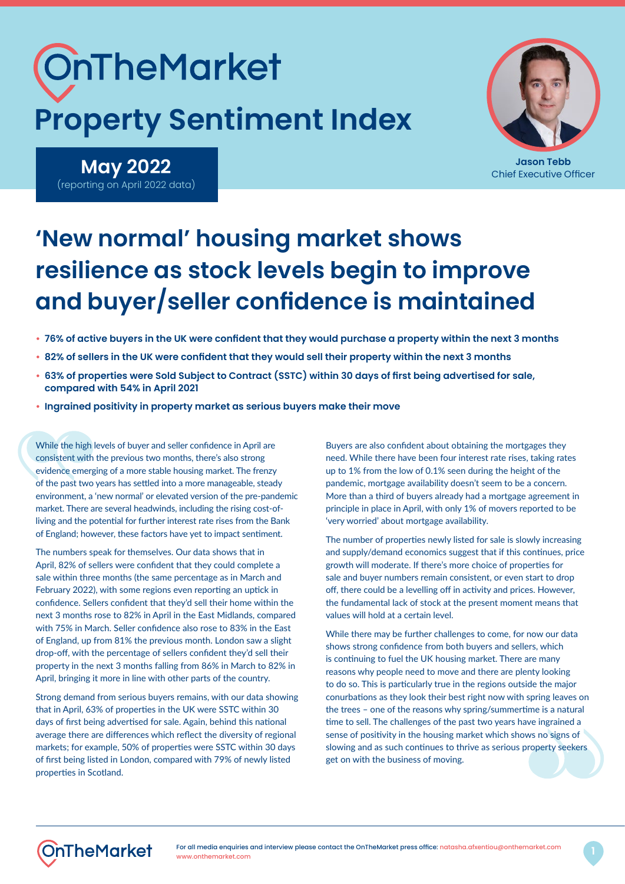# OnTheMarket

## Property Sentiment Index

**May 2022**
(reporting on April 2022 data)

**Jason Tebb**
Chief Executive Officer

# 'New normal' housing market shows resilience as stock levels begin to improve and buyer/seller confidence is maintained

- **76% of active buyers in the UK were confident that they would purchase a property within the next 3 months**
- **82% of sellers in the UK were confident that they would sell their property within the next 3 months**
- **63% of properties were Sold Subject to Contract (SSTC) within 30 days of first being advertised for sale, compared with 54% in April 2021**
- **Ingrained positivity in property market as serious buyers make their move**

While the high levels of buyer and seller confidence in April are consistent with the previous two months, there's also strong evidence emerging of a more stable housing market. The frenzy of the past two years has settled into a more manageable, steady environment, a 'new normal' or elevated version of the pre-pandemic market. There are several headwinds, including the rising cost-of-living and the potential for further interest rate rises from the Bank of England; however, these factors have yet to impact sentiment.

The numbers speak for themselves. Our data shows that in April, 82% of sellers were confident that they could complete a sale within three months (the same percentage as in March and February 2022), with some regions even reporting an uptick in confidence. Sellers confident that they'd sell their home within the next 3 months rose to 82% in April in the East Midlands, compared with 75% in March. Seller confidence also rose to 83% in the East of England, up from 81% the previous month. London saw a slight drop-off, with the percentage of sellers confident they'd sell their property in the next 3 months falling from 86% in March to 82% in April, bringing it more in line with other parts of the country.

Strong demand from serious buyers remains, with our data showing that in April, 63% of properties in the UK were SSTC within 30 days of first being advertised for sale. Again, behind this national average there are differences which reflect the diversity of regional markets; for example, 50% of properties were SSTC within 30 days of first being listed in London, compared with 79% of newly listed properties in Scotland.

Buyers are also confident about obtaining the mortgages they need. While there have been four interest rate rises, taking rates up to 1% from the low of 0.1% seen during the height of the pandemic, mortgage availability doesn't seem to be a concern. More than a third of buyers already had a mortgage agreement in principle in place in April, with only 1% of movers reported to be 'very worried' about mortgage availability.

The number of properties newly listed for sale is slowly increasing and supply/demand economics suggest that if this continues, price growth will moderate. If there's more choice of properties for sale and buyer numbers remain consistent, or even start to drop off, there could be a levelling off in activity and prices. However, the fundamental lack of stock at the present moment means that values will hold at a certain level.

While there may be further challenges to come, for now our data shows strong confidence from both buyers and sellers, which is continuing to fuel the UK housing market. There are many reasons why people need to move and there are plenty looking to do so. This is particularly true in the regions outside the major conurbations as they look their best right now with spring leaves on the trees – one of the reasons why spring/summertime is a natural time to sell. The challenges of the past two years have ingrained a sense of positivity in the housing market which shows no signs of slowing and as such continues to thrive as serious property seekers get on with the business of moving.

For all media enquiries and interview please contact the OnTheMarket press office: natasha.afxentiou@onthemarket.com
www.onthemarket.com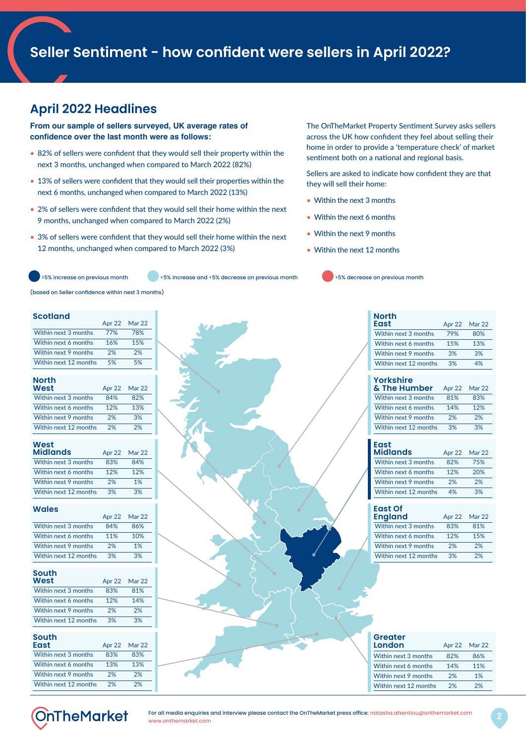# Seller Sentiment - how confident were sellers in April 2022?

## April 2022 Headlines

**From our sample of sellers surveyed, UK average rates of confidence over the last month were as follows:**

- 82% of sellers were confident that they would sell their property within the next 3 months, unchanged when compared to March 2022 (82%)
- 13% of sellers were confident that they would sell their properties within the next 6 months, unchanged when compared to March 2022 (13%)
- 2% of sellers were confident that they would sell their home within the next 9 months, unchanged when compared to March 2022 (2%)
- 3% of sellers were confident that they would sell their home within the next 12 months, unchanged when compared to March 2022 (3%)

The OnTheMarket Property Sentiment Survey asks sellers across the UK how confident they feel about selling their home in order to provide a 'temperature check' of market sentiment both on a national and regional basis.

Sellers are asked to indicate how confident they are that they will sell their home:

- Within the next 3 months
- Within the next 6 months
- Within the next 9 months
- Within the next 12 months

>5% increase on previous month
<5% increase and <5% decrease on previous month
>5% decrease on previous month

(based on Seller confidence within next 3 months)

### Scotland

| | Apr 22 | Mar 22 |
|---|---|---|
| Within next 3 months | 77% | 78% |
| Within next 6 months | 16% | 15% |
| Within next 9 months | 2% | 2% |
| Within next 12 months | 5% | 5% |

### North West

| | Apr 22 | Mar 22 |
|---|---|---|
| Within next 3 months | 84% | 82% |
| Within next 6 months | 12% | 13% |
| Within next 9 months | 2% | 3% |
| Within next 12 months | 2% | 2% |

### West Midlands

| | Apr 22 | Mar 22 |
|---|---|---|
| Within next 3 months | 83% | 84% |
| Within next 6 months | 12% | 12% |
| Within next 9 months | 2% | 1% |
| Within next 12 months | 3% | 3% |

### Wales

| | Apr 22 | Mar 22 |
|---|---|---|
| Within next 3 months | 84% | 86% |
| Within next 6 months | 11% | 10% |
| Within next 9 months | 2% | 1% |
| Within next 12 months | 3% | 3% |

### South West

| | Apr 22 | Mar 22 |
|---|---|---|
| Within next 3 months | 83% | 81% |
| Within next 6 months | 12% | 14% |
| Within next 9 months | 2% | 2% |
| Within next 12 months | 3% | 3% |

### South East

| | Apr 22 | Mar 22 |
|---|---|---|
| Within next 3 months | 83% | 83% |
| Within next 6 months | 13% | 13% |
| Within next 9 months | 2% | 2% |
| Within next 12 months | 2% | 2% |

### North East

| | Apr 22 | Mar 22 |
|---|---|---|
| Within next 3 months | 79% | 80% |
| Within next 6 months | 15% | 13% |
| Within next 9 months | 3% | 3% |
| Within next 12 months | 3% | 4% |

### Yorkshire & The Humber

| | Apr 22 | Mar 22 |
|---|---|---|
| Within next 3 months | 81% | 83% |
| Within next 6 months | 14% | 12% |
| Within next 9 months | 2% | 2% |
| Within next 12 months | 3% | 3% |

### East Midlands

| | Apr 22 | Mar 22 |
|---|---|---|
| Within next 3 months | 82% | 75% |
| Within next 6 months | 12% | 20% |
| Within next 9 months | 2% | 2% |
| Within next 12 months | 4% | 3% |

### East Of England

| | Apr 22 | Mar 22 |
|---|---|---|
| Within next 3 months | 83% | 81% |
| Within next 6 months | 12% | 15% |
| Within next 9 months | 2% | 2% |
| Within next 12 months | 3% | 2% |

### Greater London

| | Apr 22 | Mar 22 |
|---|---|---|
| Within next 3 months | 82% | 86% |
| Within next 6 months | 14% | 11% |
| Within next 9 months | 2% | 1% |
| Within next 12 months | 2% | 2% |

OnTheMarket

For all media enquiries and interview please contact the OnTheMarket press office: natasha.afxentiou@onthemarket.com
www.onthemarket.com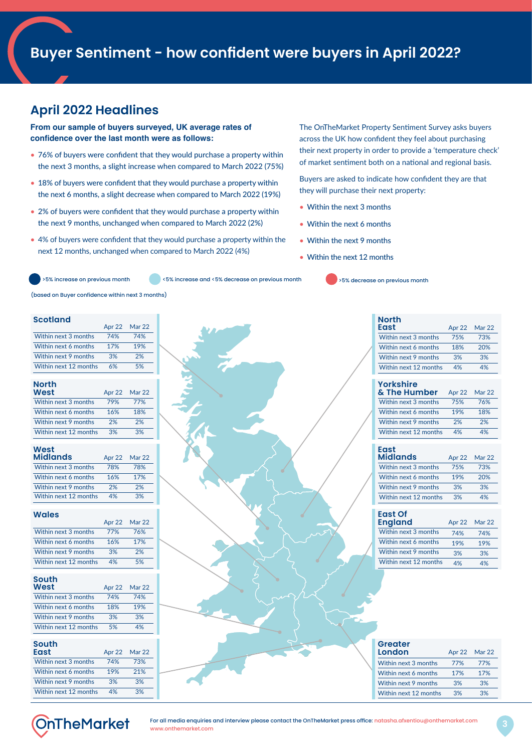# Buyer Sentiment - how confident were buyers in April 2022?

## April 2022 Headlines

**From our sample of buyers surveyed, UK average rates of confidence over the last month were as follows:**

- 76% of buyers were confident that they would purchase a property within the next 3 months, a slight increase when compared to March 2022 (75%)
- 18% of buyers were confident that they would purchase a property within the next 6 months, a slight decrease when compared to March 2022 (19%)
- 2% of buyers were confident that they would purchase a property within the next 9 months, unchanged when compared to March 2022 (2%)
- 4% of buyers were confident that they would purchase a property within the next 12 months, unchanged when compared to March 2022 (4%)

The OnTheMarket Property Sentiment Survey asks buyers across the UK how confident they feel about purchasing their next property in order to provide a 'temperature check' of market sentiment both on a national and regional basis.

Buyers are asked to indicate how confident they are that they will purchase their next property:

- Within the next 3 months
- Within the next 6 months
- Within the next 9 months
- Within the next 12 months

>5% increase on previous month

<5% increase and <5% decrease on previous month

>5% decrease on previous month

(based on Buyer confidence within next 3 months)

### Scotland

| | Apr 22 | Mar 22 |
|---|---|---|
| Within next 3 months | 74% | 74% |
| Within next 6 months | 17% | 19% |
| Within next 9 months | 3% | 2% |
| Within next 12 months | 6% | 5% |

### North West

| | Apr 22 | Mar 22 |
|---|---|---|
| Within next 3 months | 79% | 77% |
| Within next 6 months | 16% | 18% |
| Within next 9 months | 2% | 2% |
| Within next 12 months | 3% | 3% |

### West Midlands

| | Apr 22 | Mar 22 |
|---|---|---|
| Within next 3 months | 78% | 78% |
| Within next 6 months | 16% | 17% |
| Within next 9 months | 2% | 2% |
| Within next 12 months | 4% | 3% |

### Wales

| | Apr 22 | Mar 22 |
|---|---|---|
| Within next 3 months | 77% | 76% |
| Within next 6 months | 16% | 17% |
| Within next 9 months | 3% | 2% |
| Within next 12 months | 4% | 5% |

### South West

| | Apr 22 | Mar 22 |
|---|---|---|
| Within next 3 months | 74% | 74% |
| Within next 6 months | 18% | 19% |
| Within next 9 months | 3% | 3% |
| Within next 12 months | 5% | 4% |

### South East

| | Apr 22 | Mar 22 |
|---|---|---|
| Within next 3 months | 74% | 73% |
| Within next 6 months | 19% | 21% |
| Within next 9 months | 3% | 3% |
| Within next 12 months | 4% | 3% |

### North East

| | Apr 22 | Mar 22 |
|---|---|---|
| Within next 3 months | 75% | 73% |
| Within next 6 months | 18% | 20% |
| Within next 9 months | 3% | 3% |
| Within next 12 months | 4% | 4% |

### Yorkshire & The Humber

| | Apr 22 | Mar 22 |
|---|---|---|
| Within next 3 months | 75% | 76% |
| Within next 6 months | 19% | 18% |
| Within next 9 months | 2% | 2% |
| Within next 12 months | 4% | 4% |

### East Midlands

| | Apr 22 | Mar 22 |
|---|---|---|
| Within next 3 months | 75% | 73% |
| Within next 6 months | 19% | 20% |
| Within next 9 months | 3% | 3% |
| Within next 12 months | 3% | 4% |

### East Of England

| | Apr 22 | Mar 22 |
|---|---|---|
| Within next 3 months | 74% | 74% |
| Within next 6 months | 19% | 19% |
| Within next 9 months | 3% | 3% |
| Within next 12 months | 4% | 4% |

### Greater London

| | Apr 22 | Mar 22 |
|---|---|---|
| Within next 3 months | 77% | 77% |
| Within next 6 months | 17% | 17% |
| Within next 9 months | 3% | 3% |
| Within next 12 months | 3% | 3% |

OnTheMarket

For all media enquiries and interview please contact the OnTheMarket press office: natasha.afxentiou@onthemarket.com
www.onthemarket.com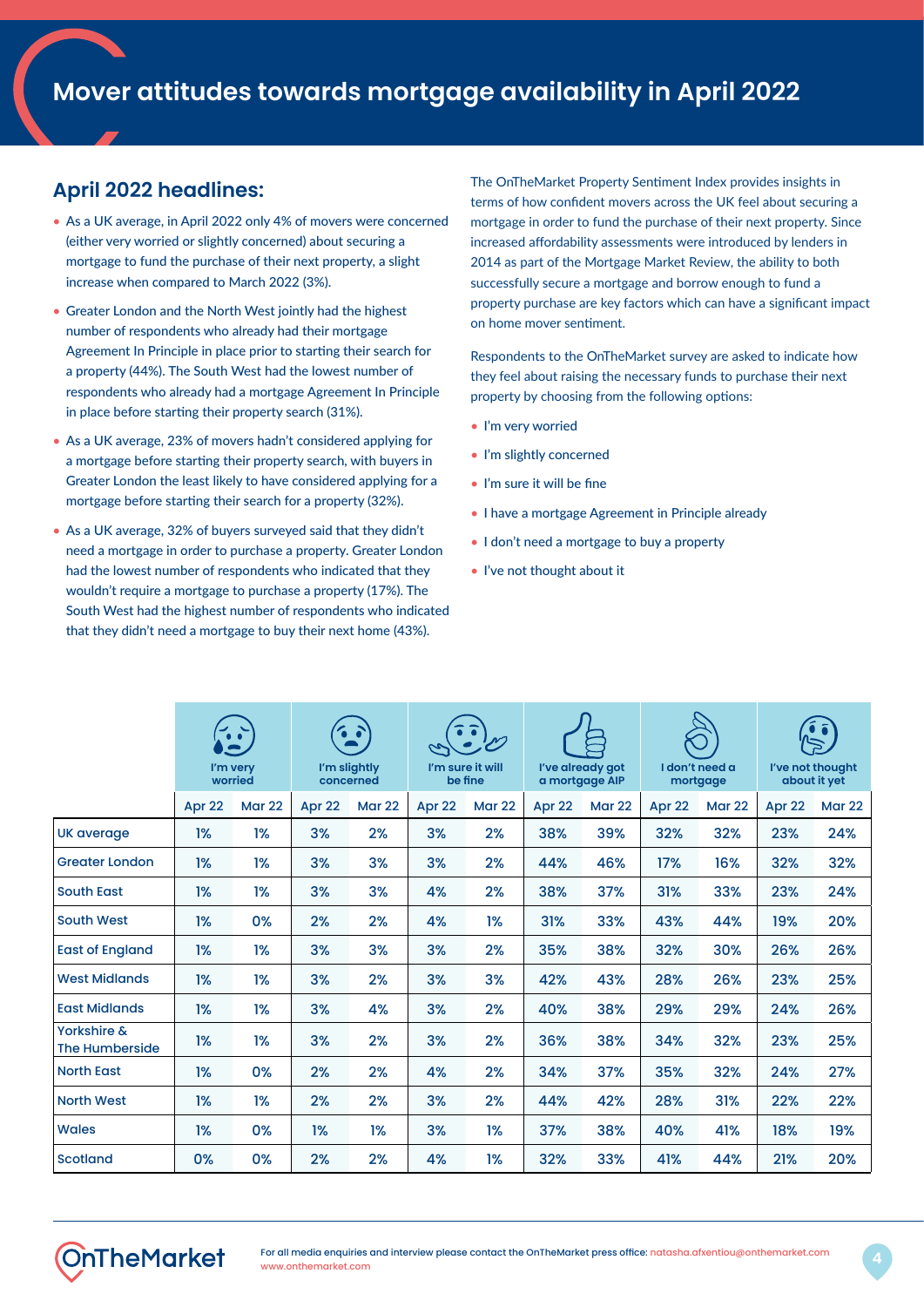# Mover attitudes towards mortgage availability in April 2022

## April 2022 headlines:

- As a UK average, in April 2022 only 4% of movers were concerned (either very worried or slightly concerned) about securing a mortgage to fund the purchase of their next property, a slight increase when compared to March 2022 (3%).
- Greater London and the North West jointly had the highest number of respondents who already had their mortgage Agreement In Principle in place prior to starting their search for a property (44%). The South West had the lowest number of respondents who already had a mortgage Agreement In Principle in place before starting their property search (31%).
- As a UK average, 23% of movers hadn't considered applying for a mortgage before starting their property search, with buyers in Greater London the least likely to have considered applying for a mortgage before starting their search for a property (32%).
- As a UK average, 32% of buyers surveyed said that they didn't need a mortgage in order to purchase a property. Greater London had the lowest number of respondents who indicated that they wouldn't require a mortgage to purchase a property (17%). The South West had the highest number of respondents who indicated that they didn't need a mortgage to buy their next home (43%).

The OnTheMarket Property Sentiment Index provides insights in terms of how confident movers across the UK feel about securing a mortgage in order to fund the purchase of their next property. Since increased affordability assessments were introduced by lenders in 2014 as part of the Mortgage Market Review, the ability to both successfully secure a mortgage and borrow enough to fund a property purchase are key factors which can have a significant impact on home mover sentiment.

Respondents to the OnTheMarket survey are asked to indicate how they feel about raising the necessary funds to purchase their next property by choosing from the following options:

- I'm very worried
- I'm slightly concerned
- I'm sure it will be fine
- I have a mortgage Agreement in Principle already
- I don't need a mortgage to buy a property
- I've not thought about it

| | I'm very worried | | I'm slightly concerned | | I'm sure it will be fine | | I've already got a mortgage AIP | | I don't need a mortgage | | I've not thought about it yet | |
|---|---|---|---|---|---|---|---|---|---|---|---|---|
| | Apr 22 | Mar 22 | Apr 22 | Mar 22 | Apr 22 | Mar 22 | Apr 22 | Mar 22 | Apr 22 | Mar 22 | Apr 22 | Mar 22 |
| UK average | 1% | 1% | 3% | 2% | 3% | 2% | 38% | 39% | 32% | 32% | 23% | 24% |
| Greater London | 1% | 1% | 3% | 3% | 3% | 2% | 44% | 46% | 17% | 16% | 32% | 32% |
| South East | 1% | 1% | 3% | 3% | 4% | 2% | 38% | 37% | 31% | 33% | 23% | 24% |
| South West | 1% | 0% | 2% | 2% | 4% | 1% | 31% | 33% | 43% | 44% | 19% | 20% |
| East of England | 1% | 1% | 3% | 3% | 3% | 2% | 35% | 38% | 32% | 30% | 26% | 26% |
| West Midlands | 1% | 1% | 3% | 2% | 3% | 3% | 42% | 43% | 28% | 26% | 23% | 25% |
| East Midlands | 1% | 1% | 3% | 4% | 3% | 2% | 40% | 38% | 29% | 29% | 24% | 26% |
| Yorkshire & The Humberside | 1% | 1% | 3% | 2% | 3% | 2% | 36% | 38% | 34% | 32% | 23% | 25% |
| North East | 1% | 0% | 2% | 2% | 4% | 2% | 34% | 37% | 35% | 32% | 24% | 27% |
| North West | 1% | 1% | 2% | 2% | 3% | 2% | 44% | 42% | 28% | 31% | 22% | 22% |
| Wales | 1% | 0% | 1% | 1% | 3% | 1% | 37% | 38% | 40% | 41% | 18% | 19% |
| Scotland | 0% | 0% | 2% | 2% | 4% | 1% | 32% | 33% | 41% | 44% | 21% | 20% |

OnTheMarket

For all media enquiries and interview please contact the OnTheMarket press office: natasha.afxentiou@onthemarket.com
www.onthemarket.com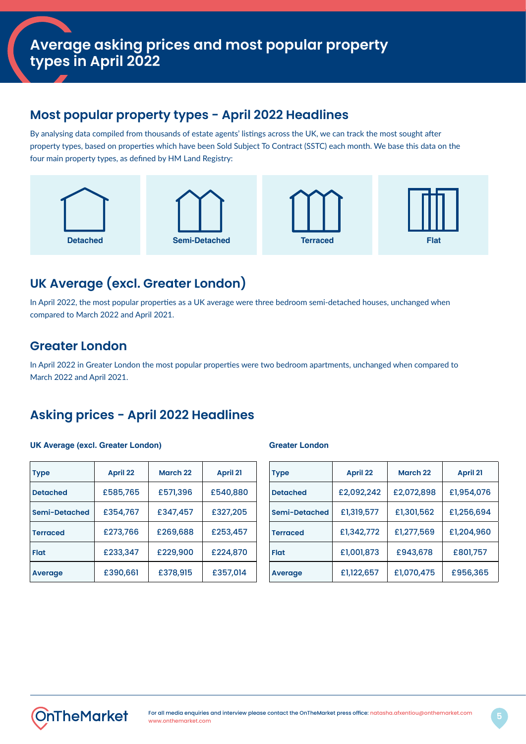# Average asking prices and most popular property types in April 2022

## Most popular property types - April 2022 Headlines

By analysing data compiled from thousands of estate agents' listings across the UK, we can track the most sought after property types, based on properties which have been Sold Subject To Contract (SSTC) each month. We base this data on the four main property types, as defined by HM Land Registry:

Detached

Semi-Detached

Terraced

Flat

## UK Average (excl. Greater London)

In April 2022, the most popular properties as a UK average were three bedroom semi-detached houses, unchanged when compared to March 2022 and April 2021.

## Greater London

In April 2022 in Greater London the most popular properties were two bedroom apartments, unchanged when compared to March 2022 and April 2021.

## Asking prices - April 2022 Headlines

**UK Average (excl. Greater London)**

| Type | April 22 | March 22 | April 21 |
|---|---|---|---|
| Detached | £585,765 | £571,396 | £540,880 |
| Semi-Detached | £354,767 | £347,457 | £327,205 |
| Terraced | £273,766 | £269,688 | £253,457 |
| Flat | £233,347 | £229,900 | £224,870 |
| Average | £390,661 | £378,915 | £357,014 |

**Greater London**

| Type | April 22 | March 22 | April 21 |
|---|---|---|---|
| Detached | £2,092,242 | £2,072,898 | £1,954,076 |
| Semi-Detached | £1,319,577 | £1,301,562 | £1,256,694 |
| Terraced | £1,342,772 | £1,277,569 | £1,204,960 |
| Flat | £1,001,873 | £943,678 | £801,757 |
| Average | £1,122,657 | £1,070,475 | £956,365 |

For all media enquiries and interview please contact the OnTheMarket press office: natasha.afxentiou@onthemarket.com
www.onthemarket.com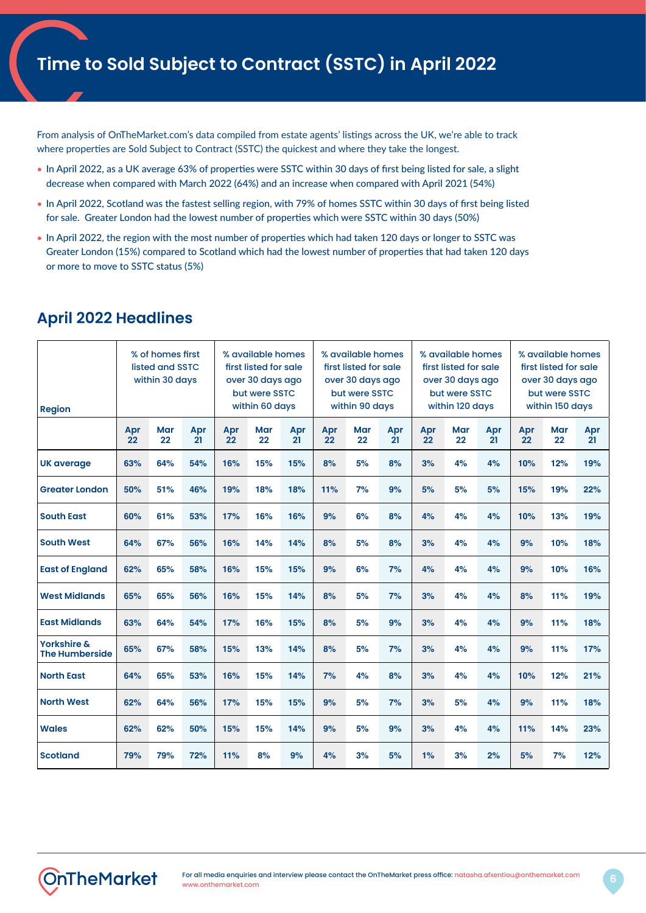# Time to Sold Subject to Contract (SSTC) in April 2022

From analysis of OnTheMarket.com's data compiled from estate agents' listings across the UK, we're able to track where properties are Sold Subject to Contract (SSTC) the quickest and where they take the longest.

- In April 2022, as a UK average 63% of properties were SSTC within 30 days of first being listed for sale, a slight decrease when compared with March 2022 (64%) and an increase when compared with April 2021 (54%)
- In April 2022, Scotland was the fastest selling region, with 79% of homes SSTC within 30 days of first being listed for sale. Greater London had the lowest number of properties which were SSTC within 30 days (50%)
- In April 2022, the region with the most number of properties which had taken 120 days or longer to SSTC was Greater London (15%) compared to Scotland which had the lowest number of properties that had taken 120 days or more to move to SSTC status (5%)

## April 2022 Headlines

| Region | % of homes first listed and SSTC within 30 days | | | % available homes first listed for sale over 30 days ago but were SSTC within 60 days | | | % available homes first listed for sale over 30 days ago but were SSTC within 90 days | | | % available homes first listed for sale over 30 days ago but were SSTC within 120 days | | | % available homes first listed for sale over 30 days ago but were SSTC within 150 days | | |
|---|---|---|---|---|---|---|---|---|---|---|---|---|---|---|---|
| | Apr 22 | Mar 22 | Apr 21 | Apr 22 | Mar 22 | Apr 21 | Apr 22 | Mar 22 | Apr 21 | Apr 22 | Mar 22 | Apr 21 | Apr 22 | Mar 22 | Apr 21 |
| **UK average** | 63% | 64% | 54% | 16% | 15% | 15% | 8% | 5% | 8% | 3% | 4% | 4% | 10% | 12% | 19% |
| **Greater London** | 50% | 51% | 46% | 19% | 18% | 18% | 11% | 7% | 9% | 5% | 5% | 5% | 15% | 19% | 22% |
| **South East** | 60% | 61% | 53% | 17% | 16% | 16% | 9% | 6% | 8% | 4% | 4% | 4% | 10% | 13% | 19% |
| **South West** | 64% | 67% | 56% | 16% | 14% | 14% | 8% | 5% | 8% | 3% | 4% | 4% | 9% | 10% | 18% |
| **East of England** | 62% | 65% | 58% | 16% | 15% | 15% | 9% | 6% | 7% | 4% | 4% | 4% | 9% | 10% | 16% |
| **West Midlands** | 65% | 65% | 56% | 16% | 15% | 14% | 8% | 5% | 7% | 3% | 4% | 4% | 8% | 11% | 19% |
| **East Midlands** | 63% | 64% | 54% | 17% | 16% | 15% | 8% | 5% | 9% | 3% | 4% | 4% | 9% | 11% | 18% |
| **Yorkshire & The Humberside** | 65% | 67% | 58% | 15% | 13% | 14% | 8% | 5% | 7% | 3% | 4% | 4% | 9% | 11% | 17% |
| **North East** | 64% | 65% | 53% | 16% | 15% | 14% | 7% | 4% | 8% | 3% | 4% | 4% | 10% | 12% | 21% |
| **North West** | 62% | 64% | 56% | 17% | 15% | 15% | 9% | 5% | 7% | 3% | 5% | 4% | 9% | 11% | 18% |
| **Wales** | 62% | 62% | 50% | 15% | 15% | 14% | 9% | 5% | 9% | 3% | 4% | 4% | 11% | 14% | 23% |
| **Scotland** | 79% | 79% | 72% | 11% | 8% | 9% | 4% | 3% | 5% | 1% | 3% | 2% | 5% | 7% | 12% |

For all media enquiries and interview please contact the OnTheMarket press office: natasha.afxentiou@onthemarket.com
www.onthemarket.com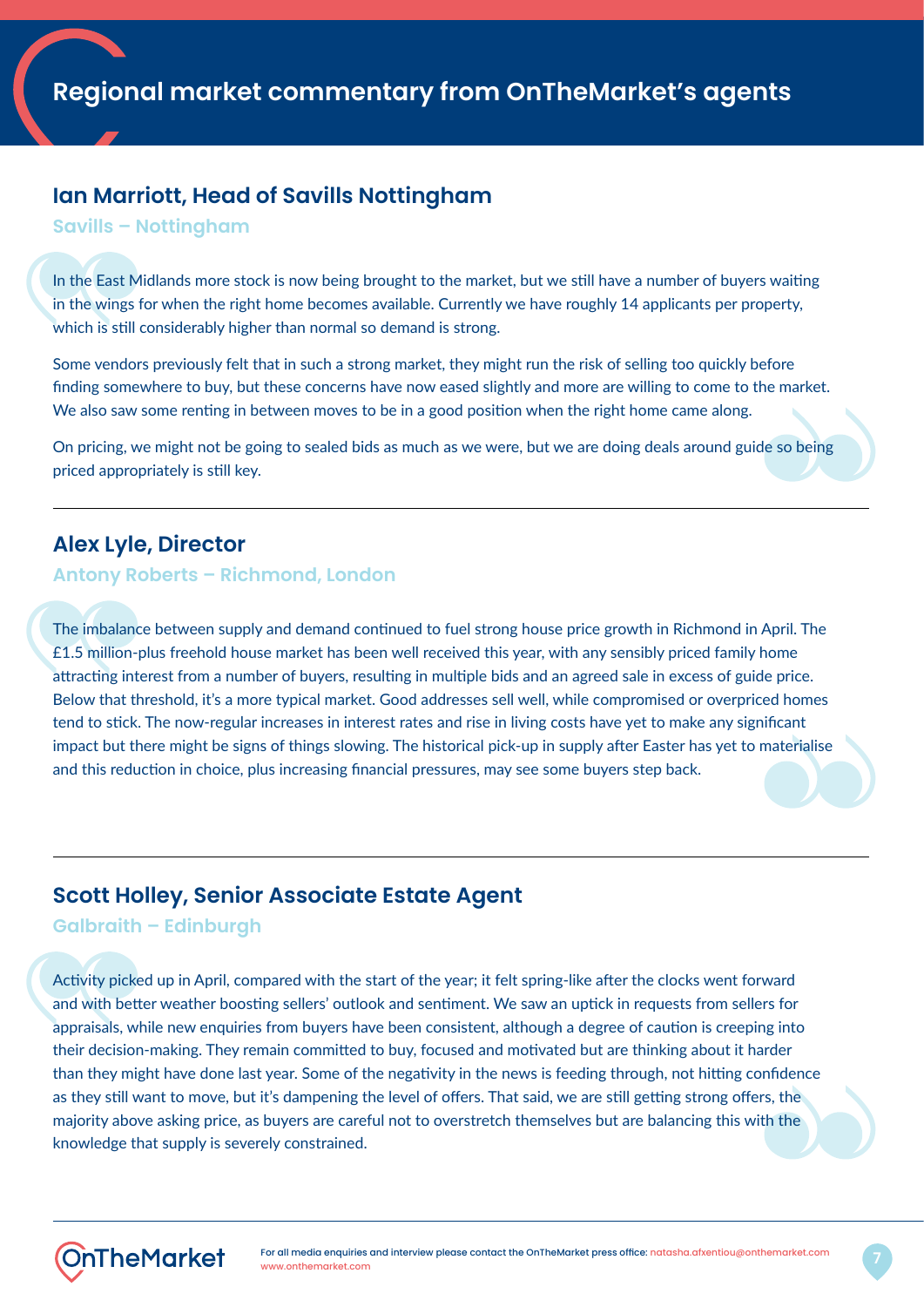# Regional market commentary from OnTheMarket's agents

## Ian Marriott, Head of Savills Nottingham

**Savills – Nottingham**

In the East Midlands more stock is now being brought to the market, but we still have a number of buyers waiting in the wings for when the right home becomes available. Currently we have roughly 14 applicants per property, which is still considerably higher than normal so demand is strong.

Some vendors previously felt that in such a strong market, they might run the risk of selling too quickly before finding somewhere to buy, but these concerns have now eased slightly and more are willing to come to the market. We also saw some renting in between moves to be in a good position when the right home came along.

On pricing, we might not be going to sealed bids as much as we were, but we are doing deals around guide so being priced appropriately is still key.

---

## Alex Lyle, Director

**Antony Roberts – Richmond, London**

The imbalance between supply and demand continued to fuel strong house price growth in Richmond in April. The £1.5 million-plus freehold house market has been well received this year, with any sensibly priced family home attracting interest from a number of buyers, resulting in multiple bids and an agreed sale in excess of guide price. Below that threshold, it's a more typical market. Good addresses sell well, while compromised or overpriced homes tend to stick. The now-regular increases in interest rates and rise in living costs have yet to make any significant impact but there might be signs of things slowing. The historical pick-up in supply after Easter has yet to materialise and this reduction in choice, plus increasing financial pressures, may see some buyers step back.

---

## Scott Holley, Senior Associate Estate Agent

**Galbraith – Edinburgh**

Activity picked up in April, compared with the start of the year; it felt spring-like after the clocks went forward and with better weather boosting sellers' outlook and sentiment. We saw an uptick in requests from sellers for appraisals, while new enquiries from buyers have been consistent, although a degree of caution is creeping into their decision-making. They remain committed to buy, focused and motivated but are thinking about it harder than they might have done last year. Some of the negativity in the news is feeding through, not hitting confidence as they still want to move, but it's dampening the level of offers. That said, we are still getting strong offers, the majority above asking price, as buyers are careful not to overstretch themselves but are balancing this with the knowledge that supply is severely constrained.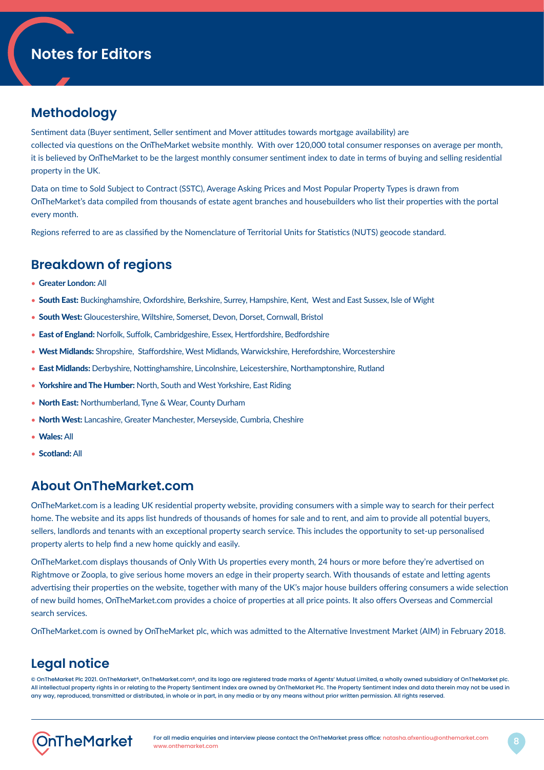# Notes for Editors

## Methodology

Sentiment data (Buyer sentiment, Seller sentiment and Mover attitudes towards mortgage availability) are collected via questions on the OnTheMarket website monthly. With over 120,000 total consumer responses on average per month, it is believed by OnTheMarket to be the largest monthly consumer sentiment index to date in terms of buying and selling residential property in the UK.

Data on time to Sold Subject to Contract (SSTC), Average Asking Prices and Most Popular Property Types is drawn from OnTheMarket's data compiled from thousands of estate agent branches and housebuilders who list their properties with the portal every month.

Regions referred to are as classified by the Nomenclature of Territorial Units for Statistics (NUTS) geocode standard.

## Breakdown of regions

- **Greater London:** All
- **South East:** Buckinghamshire, Oxfordshire, Berkshire, Surrey, Hampshire, Kent, West and East Sussex, Isle of Wight
- **South West:** Gloucestershire, Wiltshire, Somerset, Devon, Dorset, Cornwall, Bristol
- **East of England:** Norfolk, Suffolk, Cambridgeshire, Essex, Hertfordshire, Bedfordshire
- **West Midlands:** Shropshire, Staffordshire, West Midlands, Warwickshire, Herefordshire, Worcestershire
- **East Midlands:** Derbyshire, Nottinghamshire, Lincolnshire, Leicestershire, Northamptonshire, Rutland
- **Yorkshire and The Humber:** North, South and West Yorkshire, East Riding
- **North East:** Northumberland, Tyne & Wear, County Durham
- **North West:** Lancashire, Greater Manchester, Merseyside, Cumbria, Cheshire
- **Wales:** All
- **Scotland:** All

## About OnTheMarket.com

OnTheMarket.com is a leading UK residential property website, providing consumers with a simple way to search for their perfect home. The website and its apps list hundreds of thousands of homes for sale and to rent, and aim to provide all potential buyers, sellers, landlords and tenants with an exceptional property search service. This includes the opportunity to set-up personalised property alerts to help find a new home quickly and easily.

OnTheMarket.com displays thousands of Only With Us properties every month, 24 hours or more before they're advertised on Rightmove or Zoopla, to give serious home movers an edge in their property search. With thousands of estate and letting agents advertising their properties on the website, together with many of the UK's major house builders offering consumers a wide selection of new build homes, OnTheMarket.com provides a choice of properties at all price points. It also offers Overseas and Commercial search services.

OnTheMarket.com is owned by OnTheMarket plc, which was admitted to the Alternative Investment Market (AIM) in February 2018.

## Legal notice

© OnTheMarket Plc 2021. OnTheMarket®, OnTheMarket.com®, and its logo are registered trade marks of Agents' Mutual Limited, a wholly owned subsidiary of OnTheMarket plc. All intellectual property rights in or relating to the Property Sentiment Index are owned by OnTheMarket Plc. The Property Sentiment Index and data therein may not be used in any way, reproduced, transmitted or distributed, in whole or in part, in any media or by any means without prior written permission. All rights reserved.

For all media enquiries and interview please contact the OnTheMarket press office: natasha.afxentiou@onthemarket.com
www.onthemarket.com